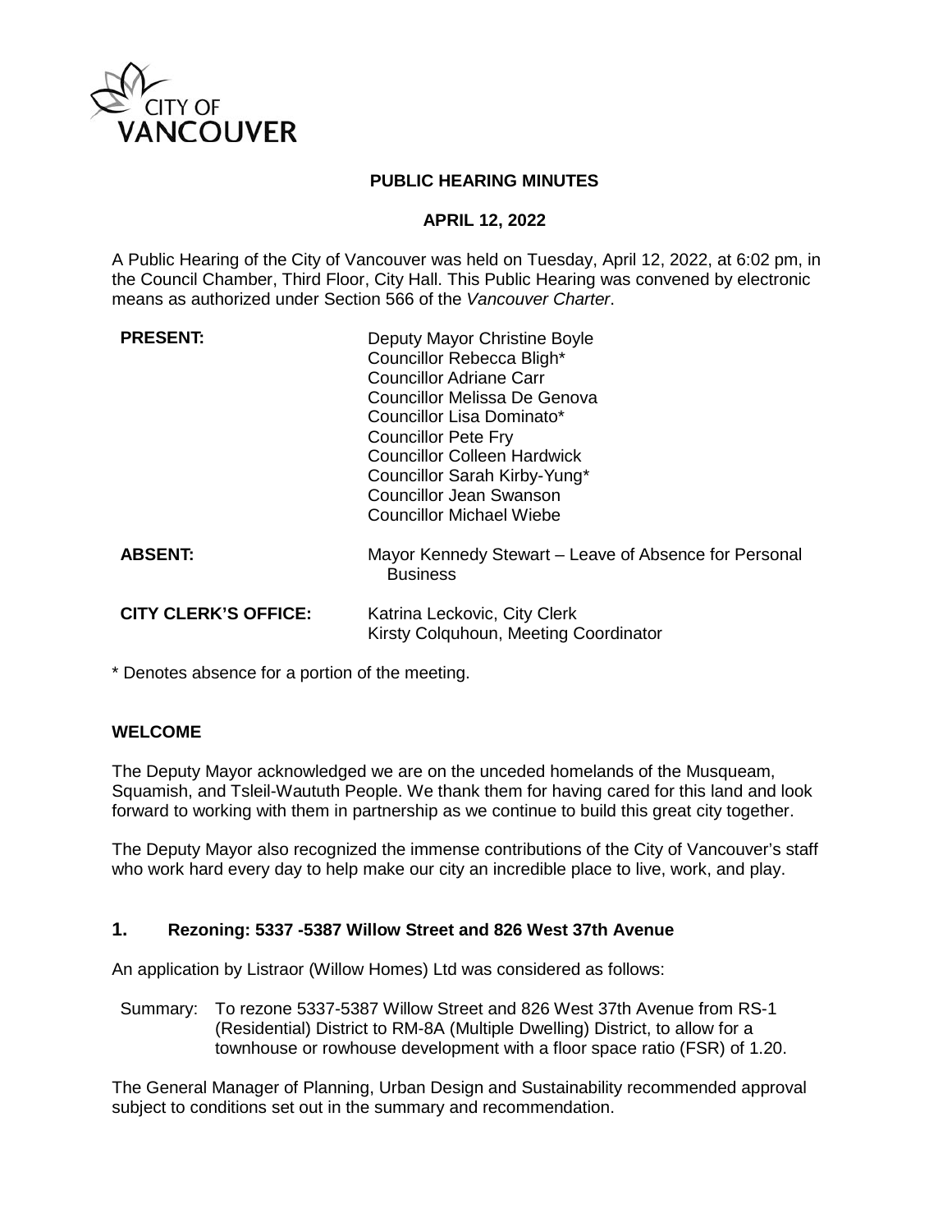CITY OF VANCOUVER

# PUBLIC HEARING MINUTES

## APRIL 12, 2022

A Public Hearing of the City of Vancouver was held on Tuesday, April 12, 2022, at 6:02 pm, in the Council Chamber, Third Floor, City Hall. This Public Hearing was convened by electronic means as authorized under Section 566 of the *Vancouver Charter*.

**PRESENT:**
Deputy Mayor Christine Boyle
Councillor Rebecca Bligh*
Councillor Adriane Carr
Councillor Melissa De Genova
Councillor Lisa Dominato*
Councillor Pete Fry
Councillor Colleen Hardwick
Councillor Sarah Kirby-Yung*
Councillor Jean Swanson
Councillor Michael Wiebe

**ABSENT:**
Mayor Kennedy Stewart – Leave of Absence for Personal Business

**CITY CLERK'S OFFICE:**
Katrina Leckovic, City Clerk
Kirsty Colquhoun, Meeting Coordinator

* Denotes absence for a portion of the meeting.

## WELCOME

The Deputy Mayor acknowledged we are on the unceded homelands of the Musqueam, Squamish, and Tsleil-Waututh People. We thank them for having cared for this land and look forward to working with them in partnership as we continue to build this great city together.

The Deputy Mayor also recognized the immense contributions of the City of Vancouver's staff who work hard every day to help make our city an incredible place to live, work, and play.

## 1. Rezoning: 5337 -5387 Willow Street and 826 West 37th Avenue

An application by Listraor (Willow Homes) Ltd was considered as follows:

Summary: To rezone 5337-5387 Willow Street and 826 West 37th Avenue from RS-1 (Residential) District to RM-8A (Multiple Dwelling) District, to allow for a townhouse or rowhouse development with a floor space ratio (FSR) of 1.20.

The General Manager of Planning, Urban Design and Sustainability recommended approval subject to conditions set out in the summary and recommendation.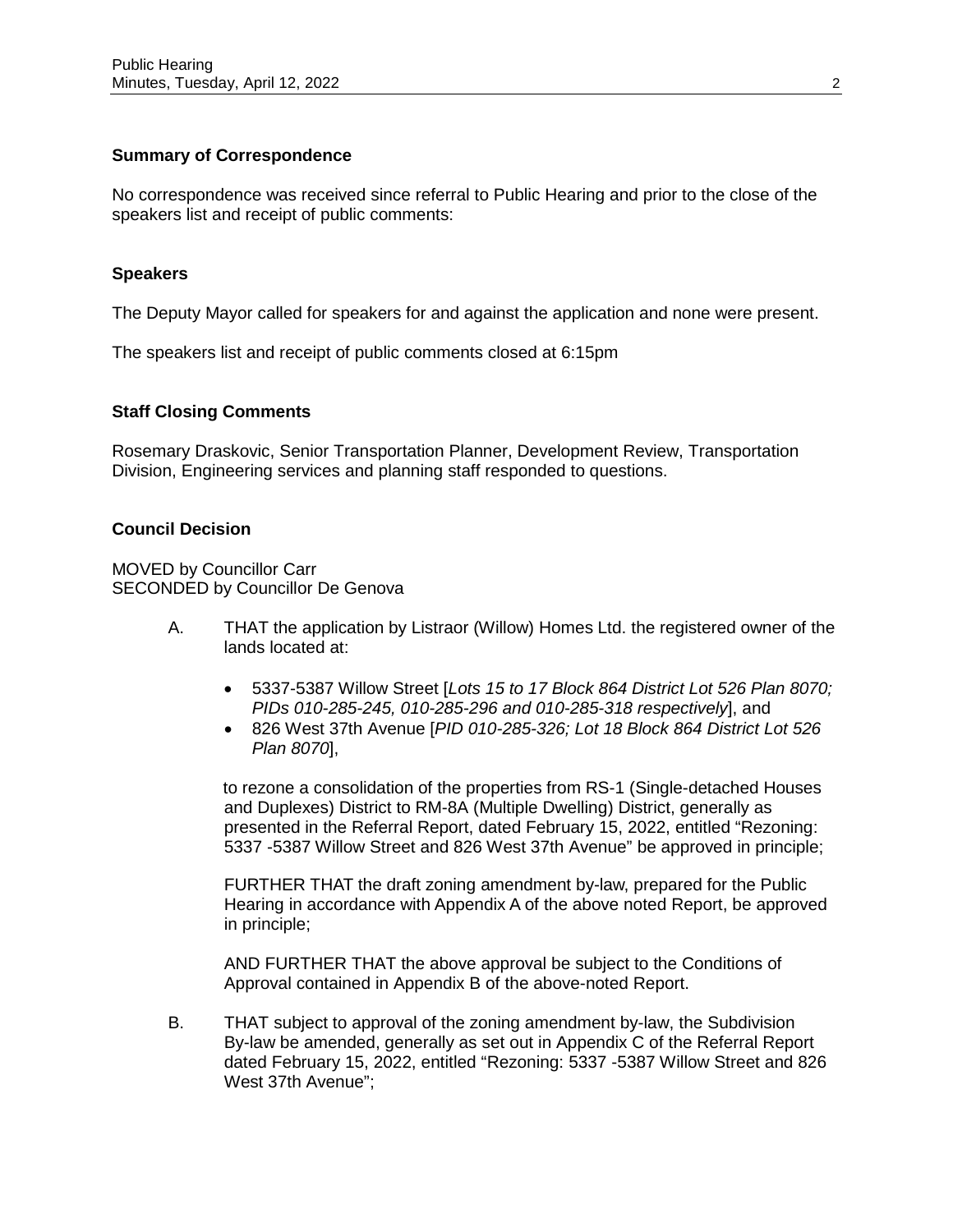### Summary of Correspondence

No correspondence was received since referral to Public Hearing and prior to the close of the speakers list and receipt of public comments:

### Speakers

The Deputy Mayor called for speakers for and against the application and none were present.

The speakers list and receipt of public comments closed at 6:15pm

### Staff Closing Comments

Rosemary Draskovic, Senior Transportation Planner, Development Review, Transportation Division, Engineering services and planning staff responded to questions.

### Council Decision

MOVED by Councillor Carr
SECONDED by Councillor De Genova

A. THAT the application by Listraor (Willow) Homes Ltd. the registered owner of the lands located at:

- 5337-5387 Willow Street [*Lots 15 to 17 Block 864 District Lot 526 Plan 8070; PIDs 010-285-245, 010-285-296 and 010-285-318 respectively*], and
- 826 West 37th Avenue [*PID 010-285-326; Lot 18 Block 864 District Lot 526 Plan 8070*],

to rezone a consolidation of the properties from RS-1 (Single-detached Houses and Duplexes) District to RM-8A (Multiple Dwelling) District, generally as presented in the Referral Report, dated February 15, 2022, entitled "Rezoning: 5337 -5387 Willow Street and 826 West 37th Avenue" be approved in principle;

FURTHER THAT the draft zoning amendment by-law, prepared for the Public Hearing in accordance with Appendix A of the above noted Report, be approved in principle;

AND FURTHER THAT the above approval be subject to the Conditions of Approval contained in Appendix B of the above-noted Report.

B. THAT subject to approval of the zoning amendment by-law, the Subdivision By-law be amended, generally as set out in Appendix C of the Referral Report dated February 15, 2022, entitled "Rezoning: 5337 -5387 Willow Street and 826 West 37th Avenue";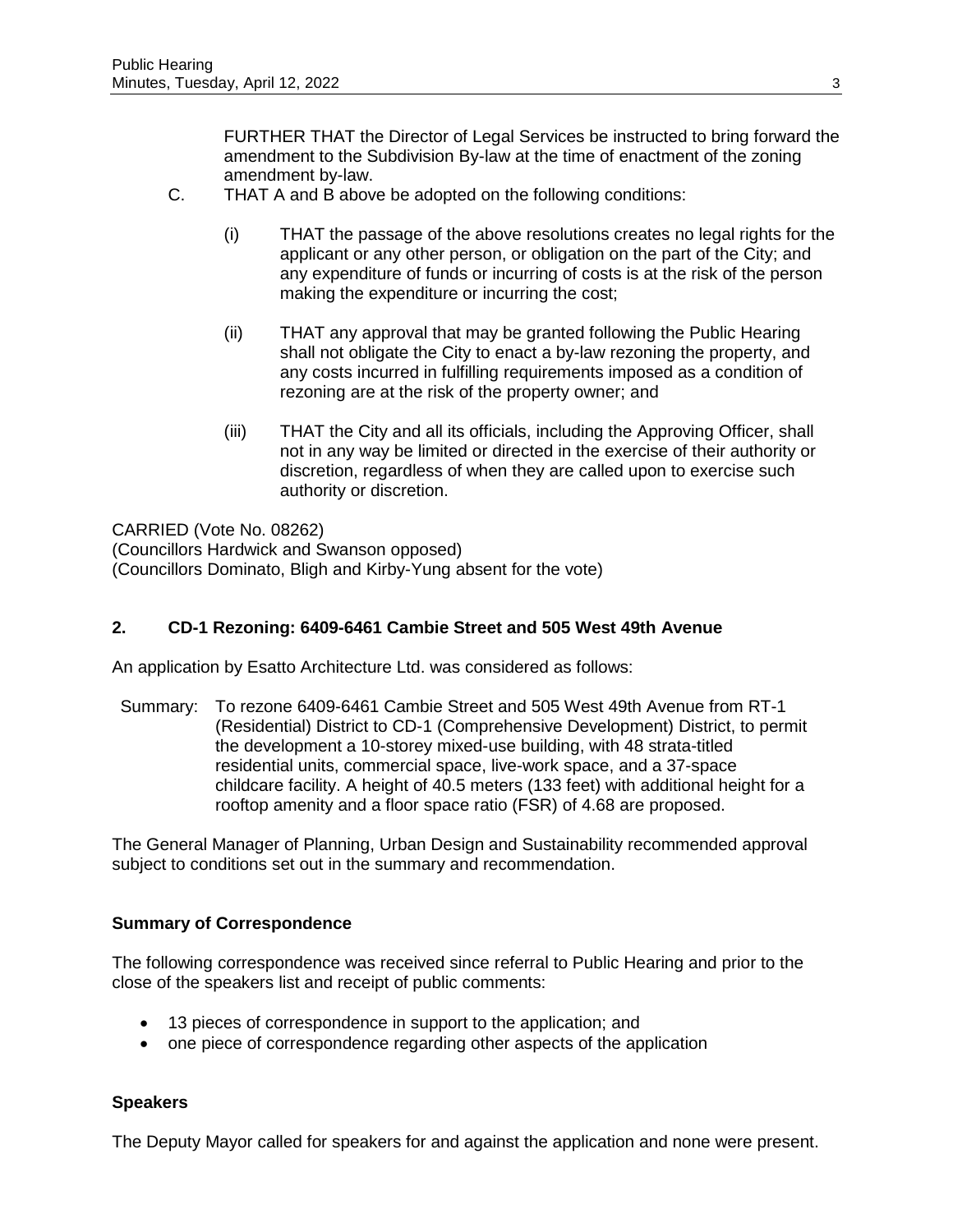FURTHER THAT the Director of Legal Services be instructed to bring forward the amendment to the Subdivision By-law at the time of enactment of the zoning amendment by-law.

C. THAT A and B above be adopted on the following conditions:

(i) THAT the passage of the above resolutions creates no legal rights for the applicant or any other person, or obligation on the part of the City; and any expenditure of funds or incurring of costs is at the risk of the person making the expenditure or incurring the cost;

(ii) THAT any approval that may be granted following the Public Hearing shall not obligate the City to enact a by-law rezoning the property, and any costs incurred in fulfilling requirements imposed as a condition of rezoning are at the risk of the property owner; and

(iii) THAT the City and all its officials, including the Approving Officer, shall not in any way be limited or directed in the exercise of their authority or discretion, regardless of when they are called upon to exercise such authority or discretion.

CARRIED (Vote No. 08262)
(Councillors Hardwick and Swanson opposed)
(Councillors Dominato, Bligh and Kirby-Yung absent for the vote)

## 2. CD-1 Rezoning: 6409-6461 Cambie Street and 505 West 49th Avenue

An application by Esatto Architecture Ltd. was considered as follows:

Summary: To rezone 6409-6461 Cambie Street and 505 West 49th Avenue from RT-1 (Residential) District to CD-1 (Comprehensive Development) District, to permit the development a 10-storey mixed-use building, with 48 strata-titled residential units, commercial space, live-work space, and a 37-space childcare facility. A height of 40.5 meters (133 feet) with additional height for a rooftop amenity and a floor space ratio (FSR) of 4.68 are proposed.

The General Manager of Planning, Urban Design and Sustainability recommended approval subject to conditions set out in the summary and recommendation.

### Summary of Correspondence

The following correspondence was received since referral to Public Hearing and prior to the close of the speakers list and receipt of public comments:

- 13 pieces of correspondence in support to the application; and
- one piece of correspondence regarding other aspects of the application

### Speakers

The Deputy Mayor called for speakers for and against the application and none were present.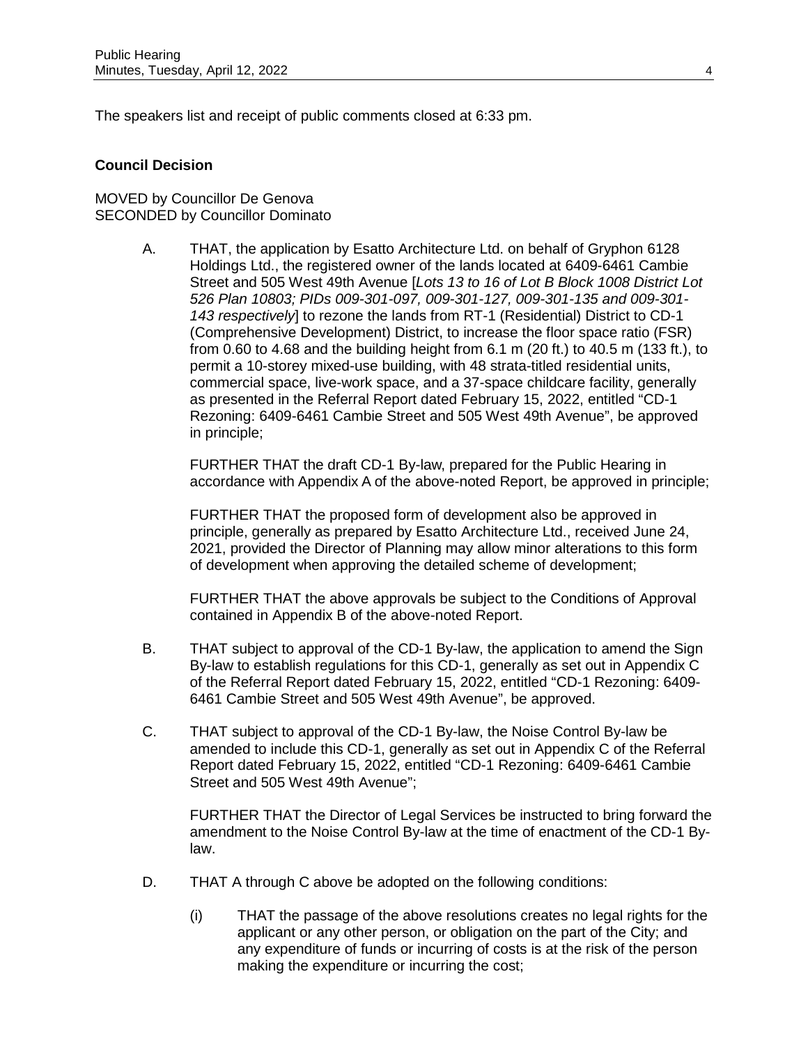The speakers list and receipt of public comments closed at 6:33 pm.

**Council Decision**

MOVED by Councillor De Genova
SECONDED by Councillor Dominato

A. THAT, the application by Esatto Architecture Ltd. on behalf of Gryphon 6128 Holdings Ltd., the registered owner of the lands located at 6409-6461 Cambie Street and 505 West 49th Avenue [*Lots 13 to 16 of Lot B Block 1008 District Lot 526 Plan 10803; PIDs 009-301-097, 009-301-127, 009-301-135 and 009-301-143 respectively*] to rezone the lands from RT-1 (Residential) District to CD-1 (Comprehensive Development) District, to increase the floor space ratio (FSR) from 0.60 to 4.68 and the building height from 6.1 m (20 ft.) to 40.5 m (133 ft.), to permit a 10-storey mixed-use building, with 48 strata-titled residential units, commercial space, live-work space, and a 37-space childcare facility, generally as presented in the Referral Report dated February 15, 2022, entitled "CD-1 Rezoning: 6409-6461 Cambie Street and 505 West 49th Avenue", be approved in principle;

   FURTHER THAT the draft CD-1 By-law, prepared for the Public Hearing in accordance with Appendix A of the above-noted Report, be approved in principle;

   FURTHER THAT the proposed form of development also be approved in principle, generally as prepared by Esatto Architecture Ltd., received June 24, 2021, provided the Director of Planning may allow minor alterations to this form of development when approving the detailed scheme of development;

   FURTHER THAT the above approvals be subject to the Conditions of Approval contained in Appendix B of the above-noted Report.

B. THAT subject to approval of the CD-1 By-law, the application to amend the Sign By-law to establish regulations for this CD-1, generally as set out in Appendix C of the Referral Report dated February 15, 2022, entitled "CD-1 Rezoning: 6409-6461 Cambie Street and 505 West 49th Avenue", be approved.

C. THAT subject to approval of the CD-1 By-law, the Noise Control By-law be amended to include this CD-1, generally as set out in Appendix C of the Referral Report dated February 15, 2022, entitled "CD-1 Rezoning: 6409-6461 Cambie Street and 505 West 49th Avenue";

   FURTHER THAT the Director of Legal Services be instructed to bring forward the amendment to the Noise Control By-law at the time of enactment of the CD-1 By-law.

D. THAT A through C above be adopted on the following conditions:

   (i) THAT the passage of the above resolutions creates no legal rights for the applicant or any other person, or obligation on the part of the City; and any expenditure of funds or incurring of costs is at the risk of the person making the expenditure or incurring the cost;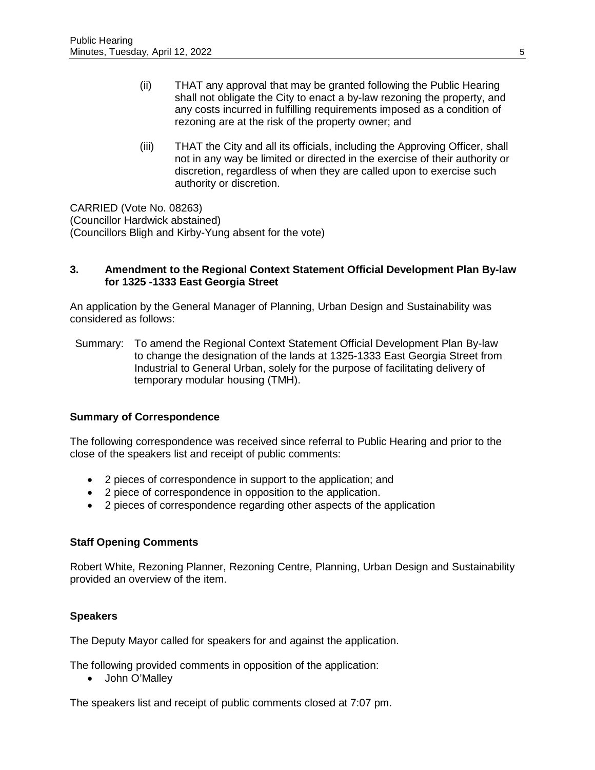(ii) THAT any approval that may be granted following the Public Hearing shall not obligate the City to enact a by-law rezoning the property, and any costs incurred in fulfilling requirements imposed as a condition of rezoning are at the risk of the property owner; and

(iii) THAT the City and all its officials, including the Approving Officer, shall not in any way be limited or directed in the exercise of their authority or discretion, regardless of when they are called upon to exercise such authority or discretion.

CARRIED (Vote No. 08263)
(Councillor Hardwick abstained)
(Councillors Bligh and Kirby-Yung absent for the vote)

### 3. Amendment to the Regional Context Statement Official Development Plan By-law for 1325 -1333 East Georgia Street

An application by the General Manager of Planning, Urban Design and Sustainability was considered as follows:

Summary: To amend the Regional Context Statement Official Development Plan By-law to change the designation of the lands at 1325-1333 East Georgia Street from Industrial to General Urban, solely for the purpose of facilitating delivery of temporary modular housing (TMH).

**Summary of Correspondence**

The following correspondence was received since referral to Public Hearing and prior to the close of the speakers list and receipt of public comments:

- 2 pieces of correspondence in support to the application; and
- 2 piece of correspondence in opposition to the application.
- 2 pieces of correspondence regarding other aspects of the application

**Staff Opening Comments**

Robert White, Rezoning Planner, Rezoning Centre, Planning, Urban Design and Sustainability provided an overview of the item.

**Speakers**

The Deputy Mayor called for speakers for and against the application.

The following provided comments in opposition of the application:

- John O'Malley

The speakers list and receipt of public comments closed at 7:07 pm.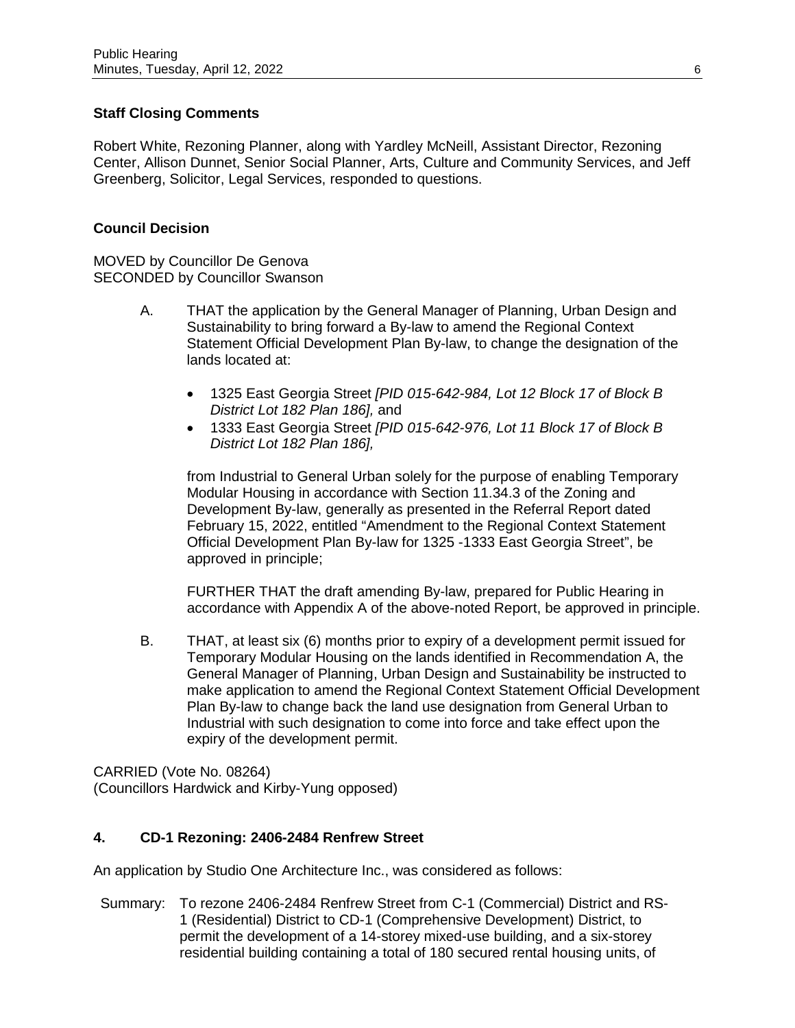**Staff Closing Comments**

Robert White, Rezoning Planner, along with Yardley McNeill, Assistant Director, Rezoning Center, Allison Dunnet, Senior Social Planner, Arts, Culture and Community Services, and Jeff Greenberg, Solicitor, Legal Services, responded to questions.

**Council Decision**

MOVED by Councillor De Genova
SECONDED by Councillor Swanson

A. THAT the application by the General Manager of Planning, Urban Design and Sustainability to bring forward a By-law to amend the Regional Context Statement Official Development Plan By-law, to change the designation of the lands located at:

- 1325 East Georgia Street *[PID 015-642-984, Lot 12 Block 17 of Block B District Lot 182 Plan 186],* and
- 1333 East Georgia Street *[PID 015-642-976, Lot 11 Block 17 of Block B District Lot 182 Plan 186],*

from Industrial to General Urban solely for the purpose of enabling Temporary Modular Housing in accordance with Section 11.34.3 of the Zoning and Development By-law, generally as presented in the Referral Report dated February 15, 2022, entitled "Amendment to the Regional Context Statement Official Development Plan By-law for 1325 -1333 East Georgia Street", be approved in principle;

FURTHER THAT the draft amending By-law, prepared for Public Hearing in accordance with Appendix A of the above-noted Report, be approved in principle.

B. THAT, at least six (6) months prior to expiry of a development permit issued for Temporary Modular Housing on the lands identified in Recommendation A, the General Manager of Planning, Urban Design and Sustainability be instructed to make application to amend the Regional Context Statement Official Development Plan By-law to change back the land use designation from General Urban to Industrial with such designation to come into force and take effect upon the expiry of the development permit.

CARRIED (Vote No. 08264)
(Councillors Hardwick and Kirby-Yung opposed)

## 4. CD-1 Rezoning: 2406-2484 Renfrew Street

An application by Studio One Architecture Inc., was considered as follows:

Summary: To rezone 2406-2484 Renfrew Street from C-1 (Commercial) District and RS-1 (Residential) District to CD-1 (Comprehensive Development) District, to permit the development of a 14-storey mixed-use building, and a six-storey residential building containing a total of 180 secured rental housing units, of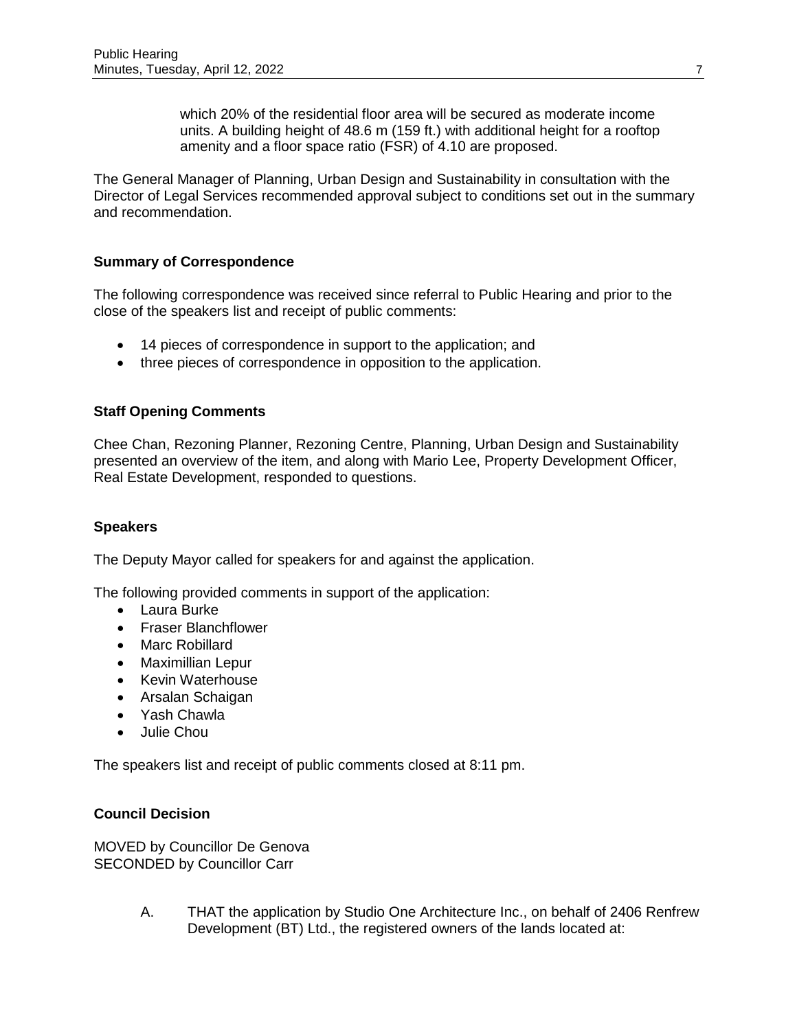which 20% of the residential floor area will be secured as moderate income units. A building height of 48.6 m (159 ft.) with additional height for a rooftop amenity and a floor space ratio (FSR) of 4.10 are proposed.

The General Manager of Planning, Urban Design and Sustainability in consultation with the Director of Legal Services recommended approval subject to conditions set out in the summary and recommendation.

**Summary of Correspondence**

The following correspondence was received since referral to Public Hearing and prior to the close of the speakers list and receipt of public comments:

- 14 pieces of correspondence in support to the application; and
- three pieces of correspondence in opposition to the application.

**Staff Opening Comments**

Chee Chan, Rezoning Planner, Rezoning Centre, Planning, Urban Design and Sustainability presented an overview of the item, and along with Mario Lee, Property Development Officer, Real Estate Development, responded to questions.

**Speakers**

The Deputy Mayor called for speakers for and against the application.

The following provided comments in support of the application:

- Laura Burke
- Fraser Blanchflower
- Marc Robillard
- Maximillian Lepur
- Kevin Waterhouse
- Arsalan Schaigan
- Yash Chawla
- Julie Chou

The speakers list and receipt of public comments closed at 8:11 pm.

**Council Decision**

MOVED by Councillor De Genova
SECONDED by Councillor Carr

A. THAT the application by Studio One Architecture Inc., on behalf of 2406 Renfrew Development (BT) Ltd., the registered owners of the lands located at: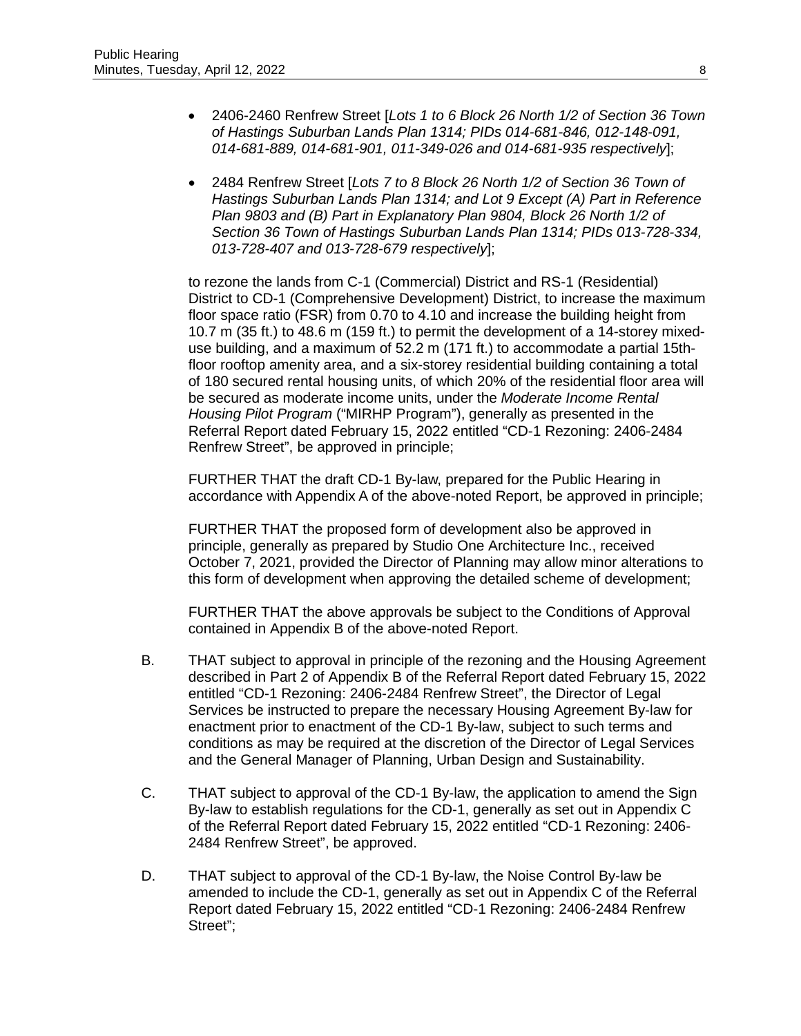- 2406-2460 Renfrew Street [*Lots 1 to 6 Block 26 North 1/2 of Section 36 Town of Hastings Suburban Lands Plan 1314; PIDs 014-681-846, 012-148-091, 014-681-889, 014-681-901, 011-349-026 and 014-681-935 respectively*];

- 2484 Renfrew Street [*Lots 7 to 8 Block 26 North 1/2 of Section 36 Town of Hastings Suburban Lands Plan 1314; and Lot 9 Except (A) Part in Reference Plan 9803 and (B) Part in Explanatory Plan 9804, Block 26 North 1/2 of Section 36 Town of Hastings Suburban Lands Plan 1314; PIDs 013-728-334, 013-728-407 and 013-728-679 respectively*];

to rezone the lands from C-1 (Commercial) District and RS-1 (Residential) District to CD-1 (Comprehensive Development) District, to increase the maximum floor space ratio (FSR) from 0.70 to 4.10 and increase the building height from 10.7 m (35 ft.) to 48.6 m (159 ft.) to permit the development of a 14-storey mixed-use building, and a maximum of 52.2 m (171 ft.) to accommodate a partial 15th-floor rooftop amenity area, and a six-storey residential building containing a total of 180 secured rental housing units, of which 20% of the residential floor area will be secured as moderate income units, under the *Moderate Income Rental Housing Pilot Program* ("MIRHP Program"), generally as presented in the Referral Report dated February 15, 2022 entitled "CD-1 Rezoning: 2406-2484 Renfrew Street", be approved in principle;

FURTHER THAT the draft CD-1 By-law, prepared for the Public Hearing in accordance with Appendix A of the above-noted Report, be approved in principle;

FURTHER THAT the proposed form of development also be approved in principle, generally as prepared by Studio One Architecture Inc., received October 7, 2021, provided the Director of Planning may allow minor alterations to this form of development when approving the detailed scheme of development;

FURTHER THAT the above approvals be subject to the Conditions of Approval contained in Appendix B of the above-noted Report.

B. THAT subject to approval in principle of the rezoning and the Housing Agreement described in Part 2 of Appendix B of the Referral Report dated February 15, 2022 entitled "CD-1 Rezoning: 2406-2484 Renfrew Street", the Director of Legal Services be instructed to prepare the necessary Housing Agreement By-law for enactment prior to enactment of the CD-1 By-law, subject to such terms and conditions as may be required at the discretion of the Director of Legal Services and the General Manager of Planning, Urban Design and Sustainability.

C. THAT subject to approval of the CD-1 By-law, the application to amend the Sign By-law to establish regulations for the CD-1, generally as set out in Appendix C of the Referral Report dated February 15, 2022 entitled "CD-1 Rezoning: 2406-2484 Renfrew Street", be approved.

D. THAT subject to approval of the CD-1 By-law, the Noise Control By-law be amended to include the CD-1, generally as set out in Appendix C of the Referral Report dated February 15, 2022 entitled "CD-1 Rezoning: 2406-2484 Renfrew Street";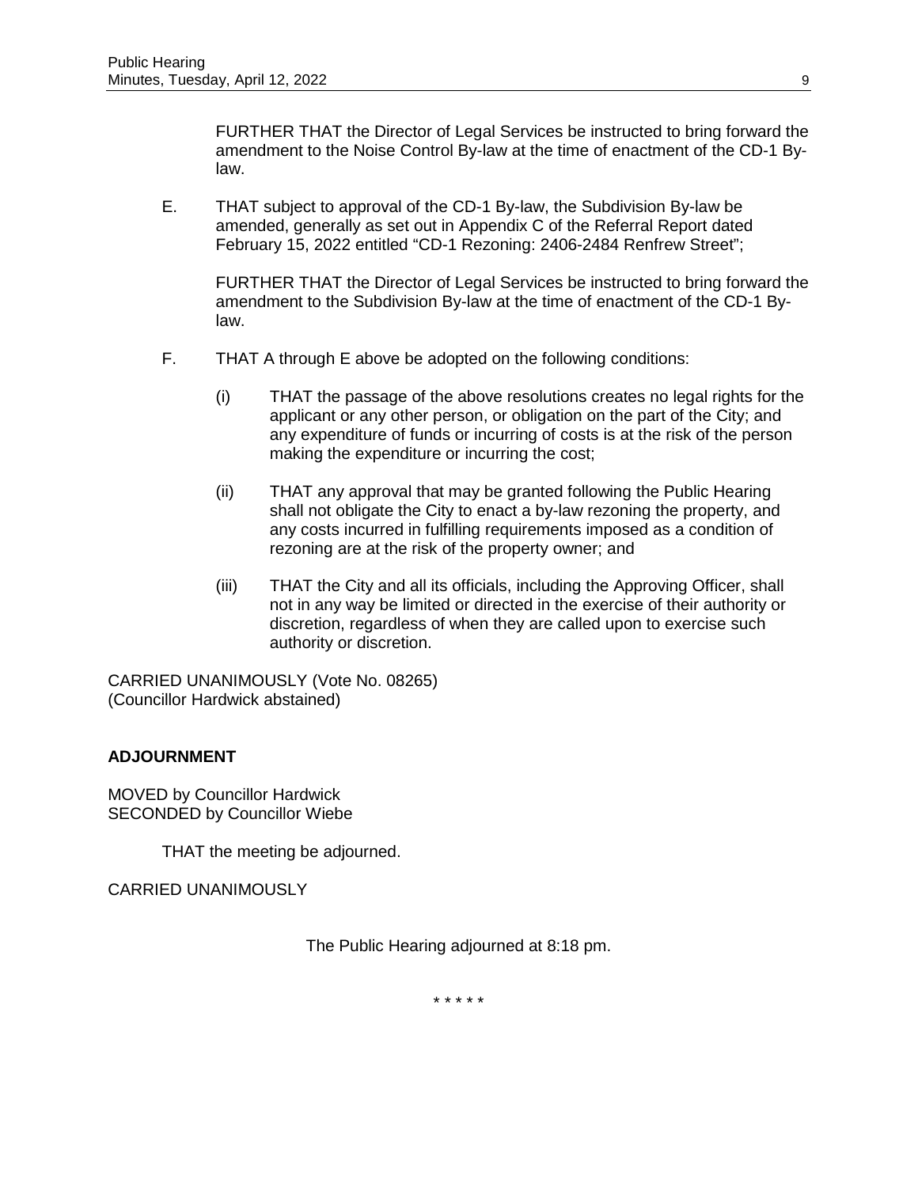FURTHER THAT the Director of Legal Services be instructed to bring forward the amendment to the Noise Control By-law at the time of enactment of the CD-1 By-law.

E. THAT subject to approval of the CD-1 By-law, the Subdivision By-law be amended, generally as set out in Appendix C of the Referral Report dated February 15, 2022 entitled “CD-1 Rezoning: 2406-2484 Renfrew Street”;

FURTHER THAT the Director of Legal Services be instructed to bring forward the amendment to the Subdivision By-law at the time of enactment of the CD-1 By-law.

F. THAT A through E above be adopted on the following conditions:

(i) THAT the passage of the above resolutions creates no legal rights for the applicant or any other person, or obligation on the part of the City; and any expenditure of funds or incurring of costs is at the risk of the person making the expenditure or incurring the cost;

(ii) THAT any approval that may be granted following the Public Hearing shall not obligate the City to enact a by-law rezoning the property, and any costs incurred in fulfilling requirements imposed as a condition of rezoning are at the risk of the property owner; and

(iii) THAT the City and all its officials, including the Approving Officer, shall not in any way be limited or directed in the exercise of their authority or discretion, regardless of when they are called upon to exercise such authority or discretion.

CARRIED UNANIMOUSLY (Vote No. 08265)
(Councillor Hardwick abstained)

**ADJOURNMENT**

MOVED by Councillor Hardwick
SECONDED by Councillor Wiebe

THAT the meeting be adjourned.

CARRIED UNANIMOUSLY

The Public Hearing adjourned at 8:18 pm.

* * * * *